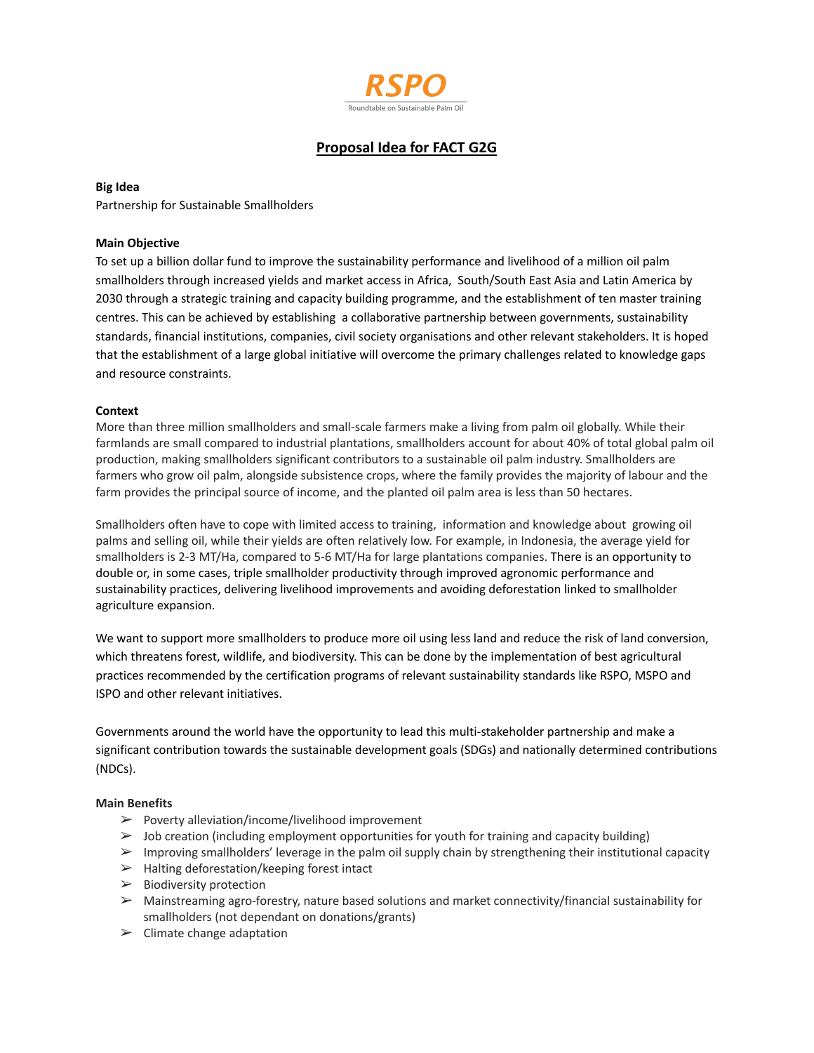RSPO

Roundtable on Sustainable Palm Oil

# Proposal Idea for FACT G2G

**Big Idea**

Partnership for Sustainable Smallholders

**Main Objective**

To set up a billion dollar fund to improve the sustainability performance and livelihood of a million oil palm smallholders through increased yields and market access in Africa, South/South East Asia and Latin America by 2030 through a strategic training and capacity building programme, and the establishment of ten master training centres. This can be achieved by establishing a collaborative partnership between governments, sustainability standards, financial institutions, companies, civil society organisations and other relevant stakeholders. It is hoped that the establishment of a large global initiative will overcome the primary challenges related to knowledge gaps and resource constraints.

**Context**

More than three million smallholders and small-scale farmers make a living from palm oil globally. While their farmlands are small compared to industrial plantations, smallholders account for about 40% of total global palm oil production, making smallholders significant contributors to a sustainable oil palm industry. Smallholders are farmers who grow oil palm, alongside subsistence crops, where the family provides the majority of labour and the farm provides the principal source of income, and the planted oil palm area is less than 50 hectares.

Smallholders often have to cope with limited access to training, information and knowledge about growing oil palms and selling oil, while their yields are often relatively low. For example, in Indonesia, the average yield for smallholders is 2-3 MT/Ha, compared to 5-6 MT/Ha for large plantations companies. There is an opportunity to double or, in some cases, triple smallholder productivity through improved agronomic performance and sustainability practices, delivering livelihood improvements and avoiding deforestation linked to smallholder agriculture expansion.

We want to support more smallholders to produce more oil using less land and reduce the risk of land conversion, which threatens forest, wildlife, and biodiversity. This can be done by the implementation of best agricultural practices recommended by the certification programs of relevant sustainability standards like RSPO, MSPO and ISPO and other relevant initiatives.

Governments around the world have the opportunity to lead this multi-stakeholder partnership and make a significant contribution towards the sustainable development goals (SDGs) and nationally determined contributions (NDCs).

**Main Benefits**

- Poverty alleviation/income/livelihood improvement
- Job creation (including employment opportunities for youth for training and capacity building)
- Improving smallholders' leverage in the palm oil supply chain by strengthening their institutional capacity
- Halting deforestation/keeping forest intact
- Biodiversity protection
- Mainstreaming agro-forestry, nature based solutions and market connectivity/financial sustainability for smallholders (not dependant on donations/grants)
- Climate change adaptation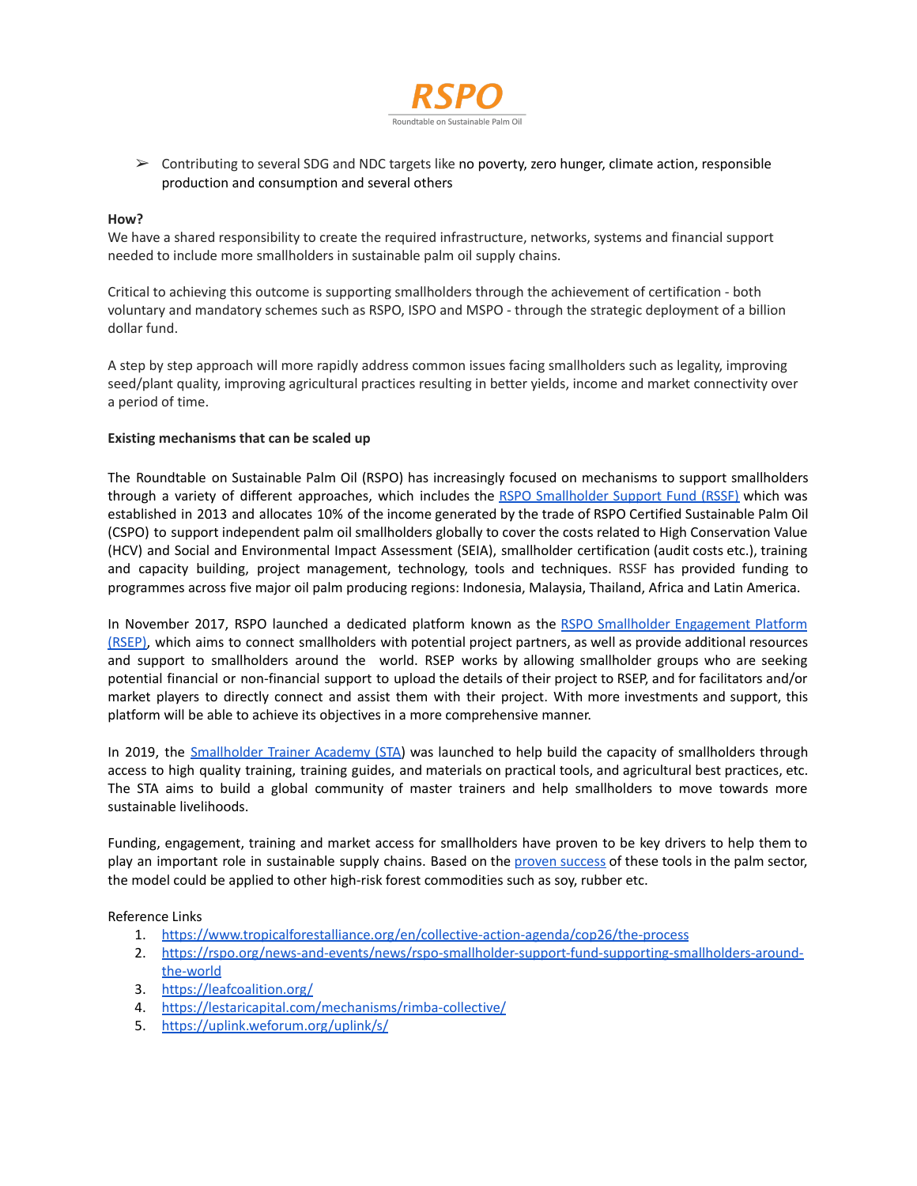- Contributing to several SDG and NDC targets like no poverty, zero hunger, climate action, responsible production and consumption and several others

**How?**

We have a shared responsibility to create the required infrastructure, networks, systems and financial support needed to include more smallholders in sustainable palm oil supply chains.

Critical to achieving this outcome is supporting smallholders through the achievement of certification - both voluntary and mandatory schemes such as RSPO, ISPO and MSPO - through the strategic deployment of a billion dollar fund.

A step by step approach will more rapidly address common issues facing smallholders such as legality, improving seed/plant quality, improving agricultural practices resulting in better yields, income and market connectivity over a period of time.

**Existing mechanisms that can be scaled up**

The Roundtable on Sustainable Palm Oil (RSPO) has increasingly focused on mechanisms to support smallholders through a variety of different approaches, which includes the RSPO Smallholder Support Fund (RSSF) which was established in 2013 and allocates 10% of the income generated by the trade of RSPO Certified Sustainable Palm Oil (CSPO) to support independent palm oil smallholders globally to cover the costs related to High Conservation Value (HCV) and Social and Environmental Impact Assessment (SEIA), smallholder certification (audit costs etc.), training and capacity building, project management, technology, tools and techniques. RSSF has provided funding to programmes across five major oil palm producing regions: Indonesia, Malaysia, Thailand, Africa and Latin America.

In November 2017, RSPO launched a dedicated platform known as the RSPO Smallholder Engagement Platform (RSEP), which aims to connect smallholders with potential project partners, as well as provide additional resources and support to smallholders around the world. RSEP works by allowing smallholder groups who are seeking potential financial or non-financial support to upload the details of their project to RSEP, and for facilitators and/or market players to directly connect and assist them with their project. With more investments and support, this platform will be able to achieve its objectives in a more comprehensive manner.

In 2019, the Smallholder Trainer Academy (STA) was launched to help build the capacity of smallholders through access to high quality training, training guides, and materials on practical tools, and agricultural best practices, etc. The STA aims to build a global community of master trainers and help smallholders to move towards more sustainable livelihoods.

Funding, engagement, training and market access for smallholders have proven to be key drivers to help them to play an important role in sustainable supply chains. Based on the proven success of these tools in the palm sector, the model could be applied to other high-risk forest commodities such as soy, rubber etc.

Reference Links

1. https://www.tropicalforestalliance.org/en/collective-action-agenda/cop26/the-process
2. https://rspo.org/news-and-events/news/rspo-smallholder-support-fund-supporting-smallholders-around-the-world
3. https://leafcoalition.org/
4. https://lestaricapital.com/mechanisms/rimba-collective/
5. https://uplink.weforum.org/uplink/s/